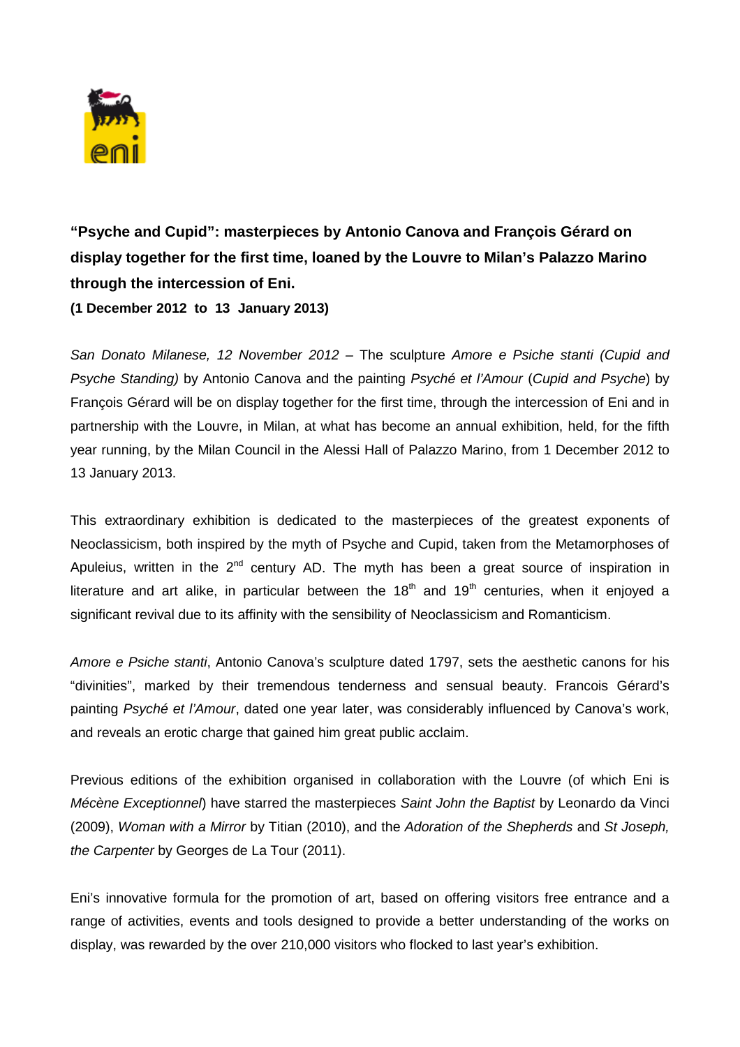**“Psyche and Cupid”: masterpieces by Antonio Canova and François Gérard on display together for the first time, loaned by the Louvre to Milan’s Palazzo Marino through the intercession of Eni.**

**(1 December 2012 to 13 January 2013)**

*San Donato Milanese, 12 November 2012* – The sculpture *Amore e Psiche stanti (Cupid and Psyche Standing)* by Antonio Canova and the painting *Psyché et l’Amour* (*Cupid and Psyche*) by François Gérard will be on display together for the first time, through the intercession of Eni and in partnership with the Louvre, in Milan, at what has become an annual exhibition, held, for the fifth year running, by the Milan Council in the Alessi Hall of Palazzo Marino, from 1 December 2012 to 13 January 2013.

This extraordinary exhibition is dedicated to the masterpieces of the greatest exponents of Neoclassicism, both inspired by the myth of Psyche and Cupid, taken from the Metamorphoses of Apuleius, written in the 2nd century AD. The myth has been a great source of inspiration in literature and art alike, in particular between the 18th and 19th centuries, when it enjoyed a significant revival due to its affinity with the sensibility of Neoclassicism and Romanticism.

*Amore e Psiche stanti*, Antonio Canova’s sculpture dated 1797, sets the aesthetic canons for his “divinities”, marked by their tremendous tenderness and sensual beauty. Francois Gérard’s painting *Psyché et l’Amour*, dated one year later, was considerably influenced by Canova’s work, and reveals an erotic charge that gained him great public acclaim.

Previous editions of the exhibition organised in collaboration with the Louvre (of which Eni is *Mécène Exceptionnel*) have starred the masterpieces *Saint John the Baptist* by Leonardo da Vinci (2009), *Woman with a Mirror* by Titian (2010), and the *Adoration of the Shepherds* and *St Joseph, the Carpenter* by Georges de La Tour (2011).

Eni’s innovative formula for the promotion of art, based on offering visitors free entrance and a range of activities, events and tools designed to provide a better understanding of the works on display, was rewarded by the over 210,000 visitors who flocked to last year’s exhibition.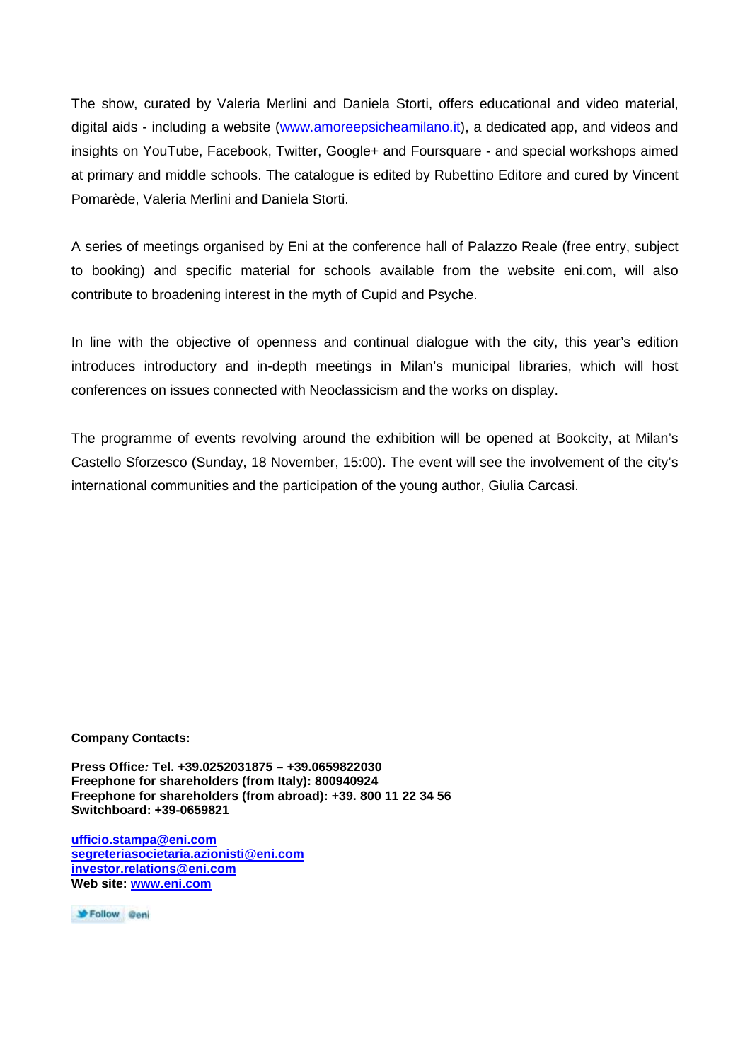The show, curated by Valeria Merlini and Daniela Storti, offers educational and video material, digital aids - including a website (www.amoreepsicheamilano.it), a dedicated app, and videos and insights on YouTube, Facebook, Twitter, Google+ and Foursquare - and special workshops aimed at primary and middle schools. The catalogue is edited by Rubettino Editore and cured by Vincent Pomarède, Valeria Merlini and Daniela Storti.

A series of meetings organised by Eni at the conference hall of Palazzo Reale (free entry, subject to booking) and specific material for schools available from the website eni.com, will also contribute to broadening interest in the myth of Cupid and Psyche.

In line with the objective of openness and continual dialogue with the city, this year's edition introduces introductory and in-depth meetings in Milan's municipal libraries, which will host conferences on issues connected with Neoclassicism and the works on display.

The programme of events revolving around the exhibition will be opened at Bookcity, at Milan's Castello Sforzesco (Sunday, 18 November, 15:00). The event will see the involvement of the city's international communities and the participation of the young author, Giulia Carcasi.

**Company Contacts:**

**Press Office*:* Tel. +39.0252031875 – +39.0659822030**
**Freephone for shareholders (from Italy): 800940924**
**Freephone for shareholders (from abroad): +39. 800 11 22 34 56**
**Switchboard: +39-0659821**

**ufficio.stampa@eni.com**
**segreteriasocietaria.azionisti@eni.com**
**investor.relations@eni.com**
**Web site: www.eni.com**

Follow @eni